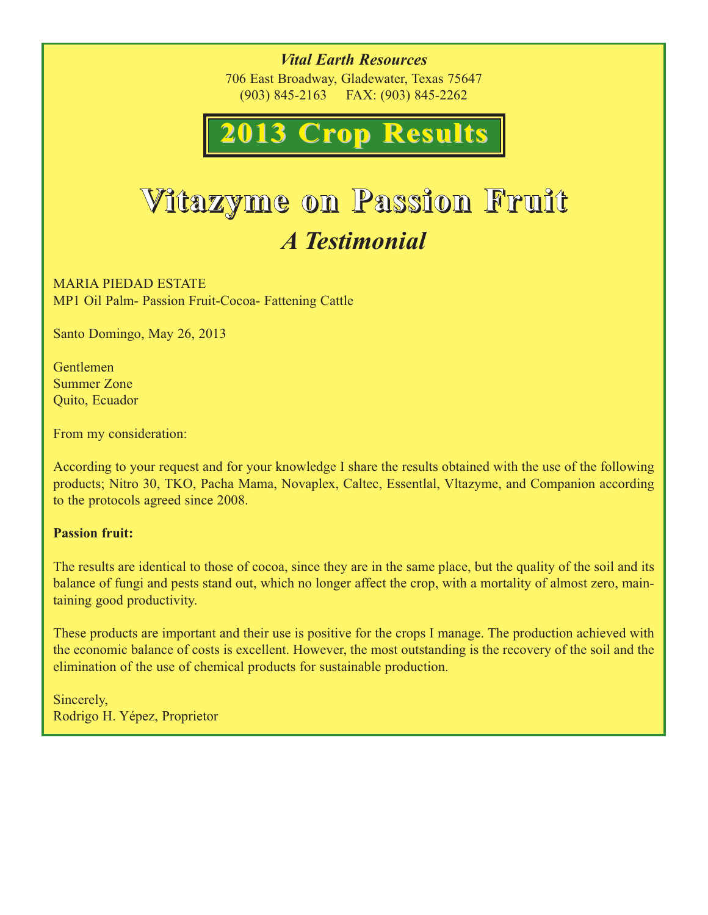***Vital Earth Resources***
706 East Broadway, Gladewater, Texas 75647
(903) 845-2163 FAX: (903) 845-2262

# 2013 Crop Results

# Vitazyme on Passion Fruit

## *A Testimonial*

MARIA PIEDAD ESTATE
MP1 Oil Palm- Passion Fruit-Cocoa- Fattening Cattle

Santo Domingo, May 26, 2013

Gentlemen
Summer Zone
Quito, Ecuador

From my consideration:

According to your request and for your knowledge I share the results obtained with the use of the following products; Nitro 30, TKO, Pacha Mama, Novaplex, Caltec, Essentlal, Vltazyme, and Companion according to the protocols agreed since 2008.

**Passion fruit:**

The results are identical to those of cocoa, since they are in the same place, but the quality of the soil and its balance of fungi and pests stand out, which no longer affect the crop, with a mortality of almost zero, maintaining good productivity.

These products are important and their use is positive for the crops I manage. The production achieved with the economic balance of costs is excellent. However, the most outstanding is the recovery of the soil and the elimination of the use of chemical products for sustainable production.

Sincerely,
Rodrigo H. Yépez, Proprietor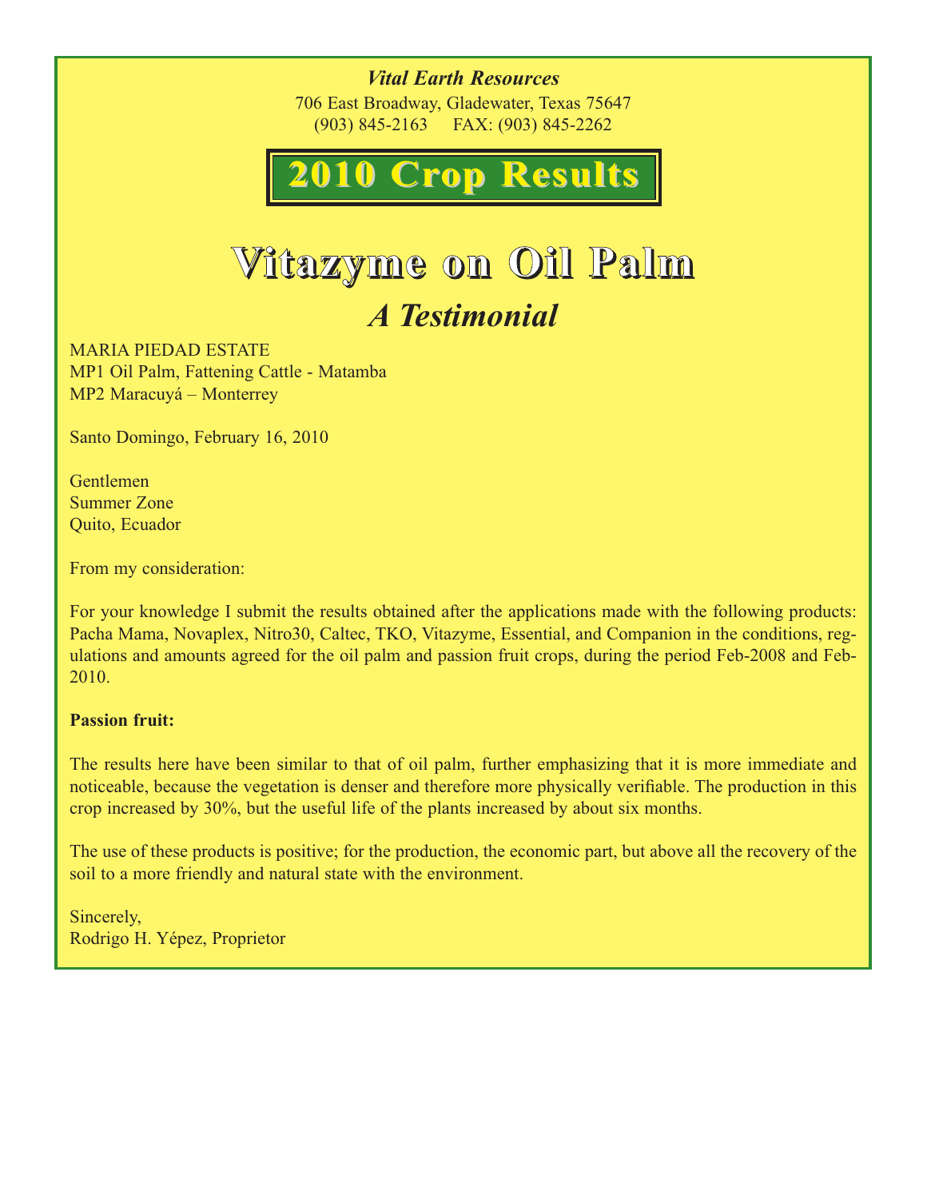*Vital Earth Resources*

706 East Broadway, Gladewater, Texas 75647

(903) 845-2163 FAX: (903) 845-2262

## 2010 Crop Results

# Vitazyme on Oil Palm

## *A Testimonial*

MARIA PIEDAD ESTATE
MP1 Oil Palm, Fattening Cattle - Matamba
MP2 Maracuyá – Monterrey

Santo Domingo, February 16, 2010

Gentlemen
Summer Zone
Quito, Ecuador

From my consideration:

For your knowledge I submit the results obtained after the applications made with the following products: Pacha Mama, Novaplex, Nitro30, Caltec, TKO, Vitazyme, Essential, and Companion in the conditions, regulations and amounts agreed for the oil palm and passion fruit crops, during the period Feb-2008 and Feb-2010.

**Passion fruit:**

The results here have been similar to that of oil palm, further emphasizing that it is more immediate and noticeable, because the vegetation is denser and therefore more physically verifiable. The production in this crop increased by 30%, but the useful life of the plants increased by about six months.

The use of these products is positive; for the production, the economic part, but above all the recovery of the soil to a more friendly and natural state with the environment.

Sincerely,
Rodrigo H. Yépez, Proprietor